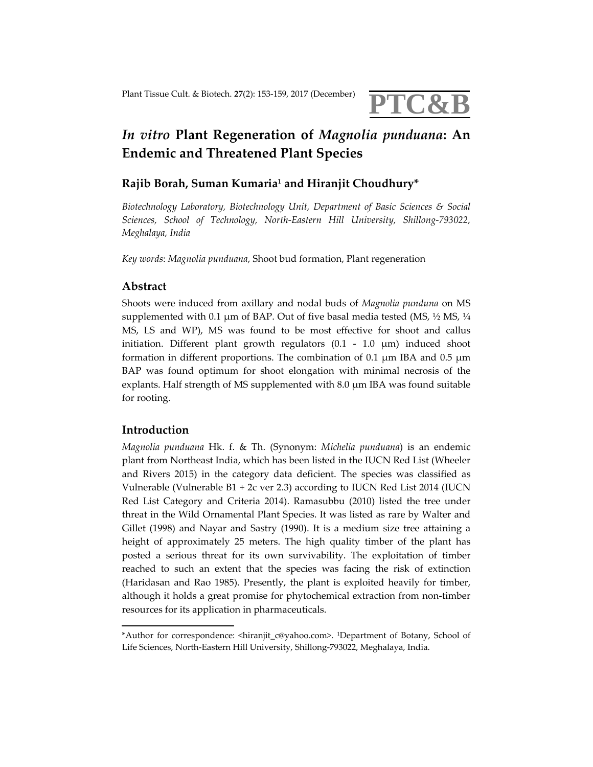# *In vitro* Plant Regeneration of *Magnolia punduana*: An Endemic and Threatened Plant Species

## Rajib Borah, Suman Kumaria[1] and Hiranjit Choudhury*

*Biotechnology Laboratory, Biotechnology Unit, Department of Basic Sciences & Social Sciences, School of Technology, North-Eastern Hill University, Shillong-793022, Meghalaya, India*

*Key words*: *Magnolia punduana*, Shoot bud formation, Plant regeneration

## Abstract

Shoots were induced from axillary and nodal buds of *Magnolia punduna* on MS supplemented with 0.1 µm of BAP. Out of five basal media tested (MS, ½ MS, ¼ MS, LS and WP), MS was found to be most effective for shoot and callus initiation. Different plant growth regulators (0.1 - 1.0 µm) induced shoot formation in different proportions. The combination of 0.1 µm IBA and 0.5 µm BAP was found optimum for shoot elongation with minimal necrosis of the explants. Half strength of MS supplemented with 8.0 µm IBA was found suitable for rooting.

## Introduction

*Magnolia punduana* Hk. f. & Th. (Synonym: *Michelia punduana*) is an endemic plant from Northeast India, which has been listed in the IUCN Red List (Wheeler and Rivers 2015) in the category data deficient. The species was classified as Vulnerable (Vulnerable B1 + 2c ver 2.3) according to IUCN Red List 2014 (IUCN Red List Category and Criteria 2014). Ramasubbu (2010) listed the tree under threat in the Wild Ornamental Plant Species. It was listed as rare by Walter and Gillet (1998) and Nayar and Sastry (1990). It is a medium size tree attaining a height of approximately 25 meters. The high quality timber of the plant has posted a serious threat for its own survivability. The exploitation of timber reached to such an extent that the species was facing the risk of extinction (Haridasan and Rao 1985). Presently, the plant is exploited heavily for timber, although it holds a great promise for phytochemical extraction from non-timber resources for its application in pharmaceuticals.

---

*Author for correspondence: <hiranjit_c@yahoo.com>. [1]Department of Botany, School of Life Sciences, North-Eastern Hill University, Shillong-793022, Meghalaya, India.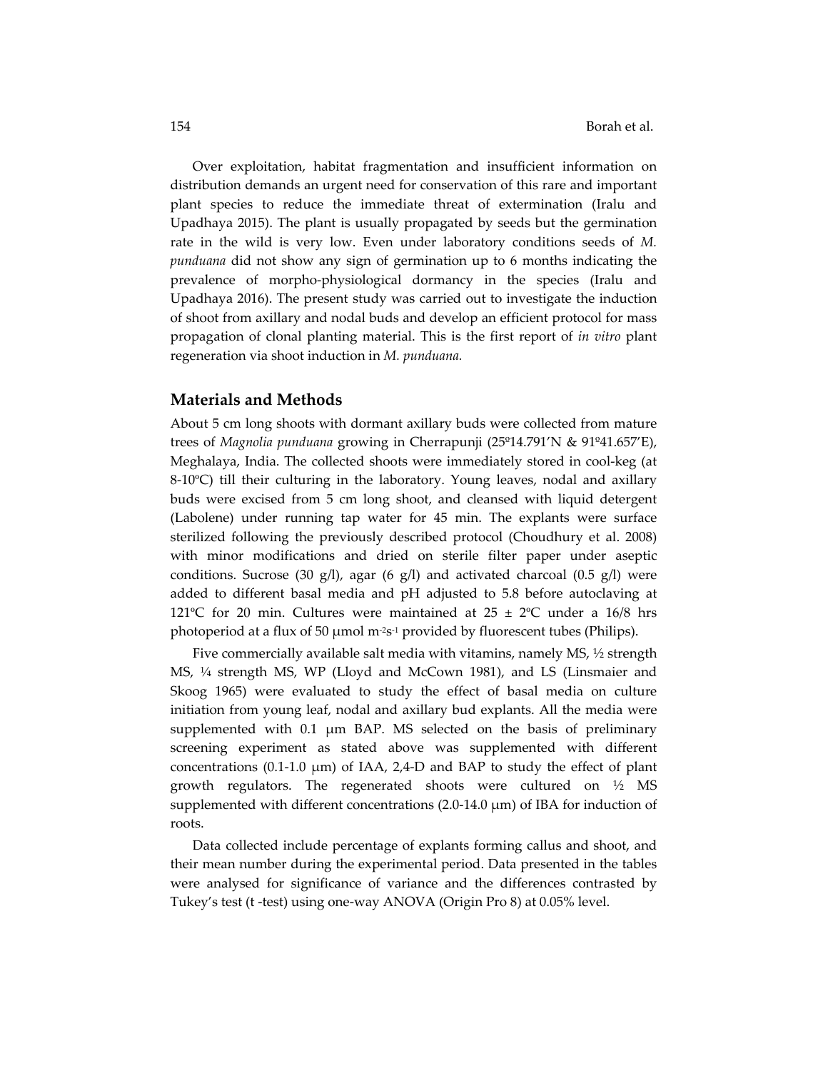Over exploitation, habitat fragmentation and insufficient information on distribution demands an urgent need for conservation of this rare and important plant species to reduce the immediate threat of extermination (Iralu and Upadhaya 2015). The plant is usually propagated by seeds but the germination rate in the wild is very low. Even under laboratory conditions seeds of *M. punduana* did not show any sign of germination up to 6 months indicating the prevalence of morpho-physiological dormancy in the species (Iralu and Upadhaya 2016). The present study was carried out to investigate the induction of shoot from axillary and nodal buds and develop an efficient protocol for mass propagation of clonal planting material. This is the first report of *in vitro* plant regeneration via shoot induction in *M. punduana.*

## Materials and Methods

About 5 cm long shoots with dormant axillary buds were collected from mature trees of *Magnolia punduana* growing in Cherrapunji (25º14.791'N & 91º41.657'E), Meghalaya, India. The collected shoots were immediately stored in cool-keg (at 8-10ºC) till their culturing in the laboratory. Young leaves, nodal and axillary buds were excised from 5 cm long shoot, and cleansed with liquid detergent (Labolene) under running tap water for 45 min. The explants were surface sterilized following the previously described protocol (Choudhury et al. 2008) with minor modifications and dried on sterile filter paper under aseptic conditions. Sucrose (30 g/l), agar (6 g/l) and activated charcoal (0.5 g/l) were added to different basal media and pH adjusted to 5.8 before autoclaving at 121ºC for 20 min. Cultures were maintained at 25 ± 2ºC under a 16/8 hrs photoperiod at a flux of 50 μmol $m^{-2}s^{-1}$ provided by fluorescent tubes (Philips).

Five commercially available salt media with vitamins, namely MS, ½ strength MS, ¼ strength MS, WP (Lloyd and McCown 1981), and LS (Linsmaier and Skoog 1965) were evaluated to study the effect of basal media on culture initiation from young leaf, nodal and axillary bud explants. All the media were supplemented with 0.1 μm BAP. MS selected on the basis of preliminary screening experiment as stated above was supplemented with different concentrations (0.1-1.0 μm) of IAA, 2,4-D and BAP to study the effect of plant growth regulators. The regenerated shoots were cultured on ½ MS supplemented with different concentrations (2.0-14.0 μm) of IBA for induction of roots.

Data collected include percentage of explants forming callus and shoot, and their mean number during the experimental period. Data presented in the tables were analysed for significance of variance and the differences contrasted by Tukey's test (t -test) using one-way ANOVA (Origin Pro 8) at 0.05% level.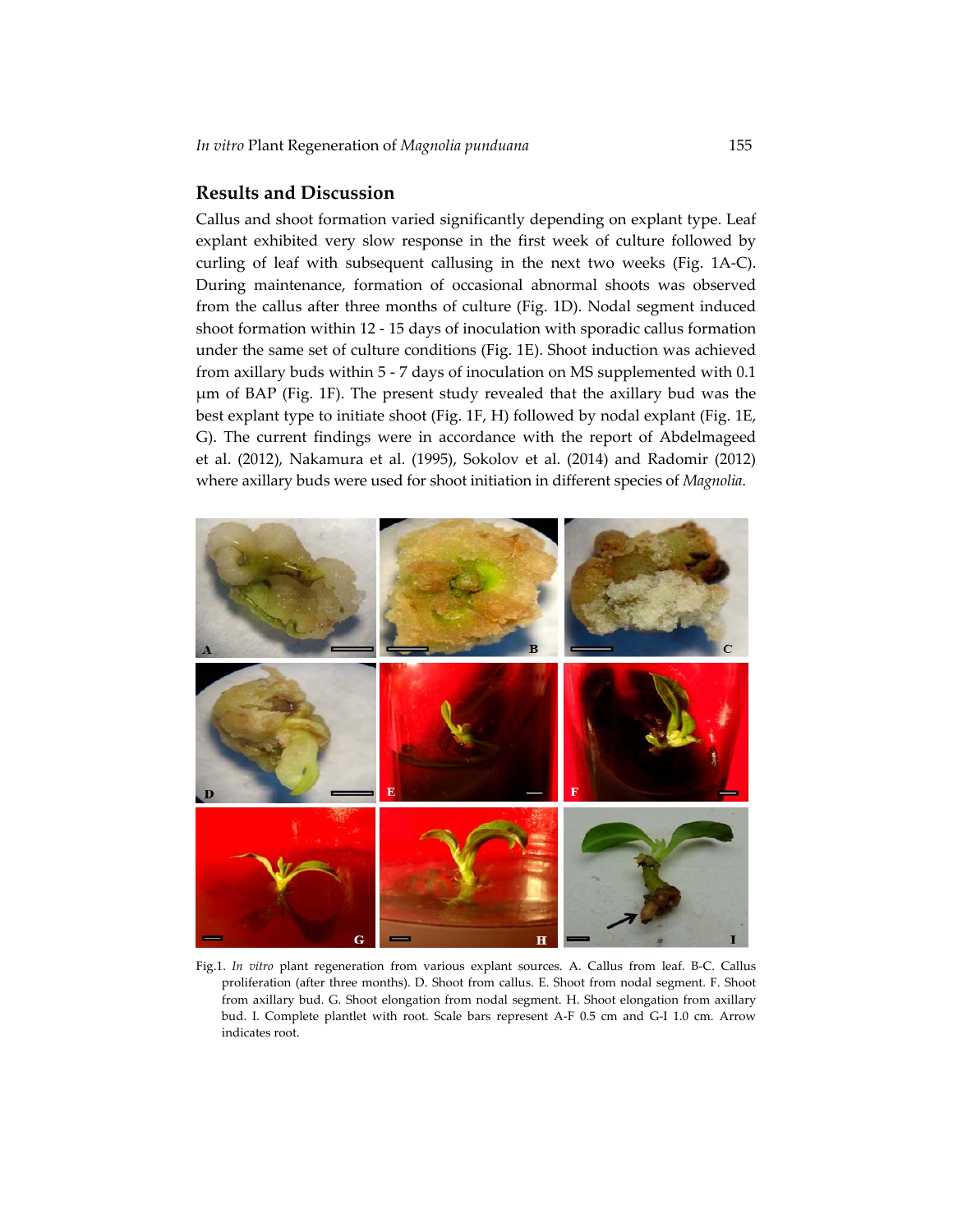## Results and Discussion

Callus and shoot formation varied significantly depending on explant type. Leaf explant exhibited very slow response in the first week of culture followed by curling of leaf with subsequent callusing in the next two weeks (Fig. 1A-C). During maintenance, formation of occasional abnormal shoots was observed from the callus after three months of culture (Fig. 1D). Nodal segment induced shoot formation within 12 - 15 days of inoculation with sporadic callus formation under the same set of culture conditions (Fig. 1E). Shoot induction was achieved from axillary buds within 5 - 7 days of inoculation on MS supplemented with 0.1 μm of BAP (Fig. 1F). The present study revealed that the axillary bud was the best explant type to initiate shoot (Fig. 1F, H) followed by nodal explant (Fig. 1E, G). The current findings were in accordance with the report of Abdelmageed et al. (2012), Nakamura et al. (1995), Sokolov et al. (2014) and Radomir (2012) where axillary buds were used for shoot initiation in different species of *Magnolia*.

Fig.1. *In vitro* plant regeneration from various explant sources. A. Callus from leaf. B-C. Callus proliferation (after three months). D. Shoot from callus. E. Shoot from nodal segment. F. Shoot from axillary bud. G. Shoot elongation from nodal segment. H. Shoot elongation from axillary bud. I. Complete plantlet with root. Scale bars represent A-F 0.5 cm and G-I 1.0 cm. Arrow indicates root.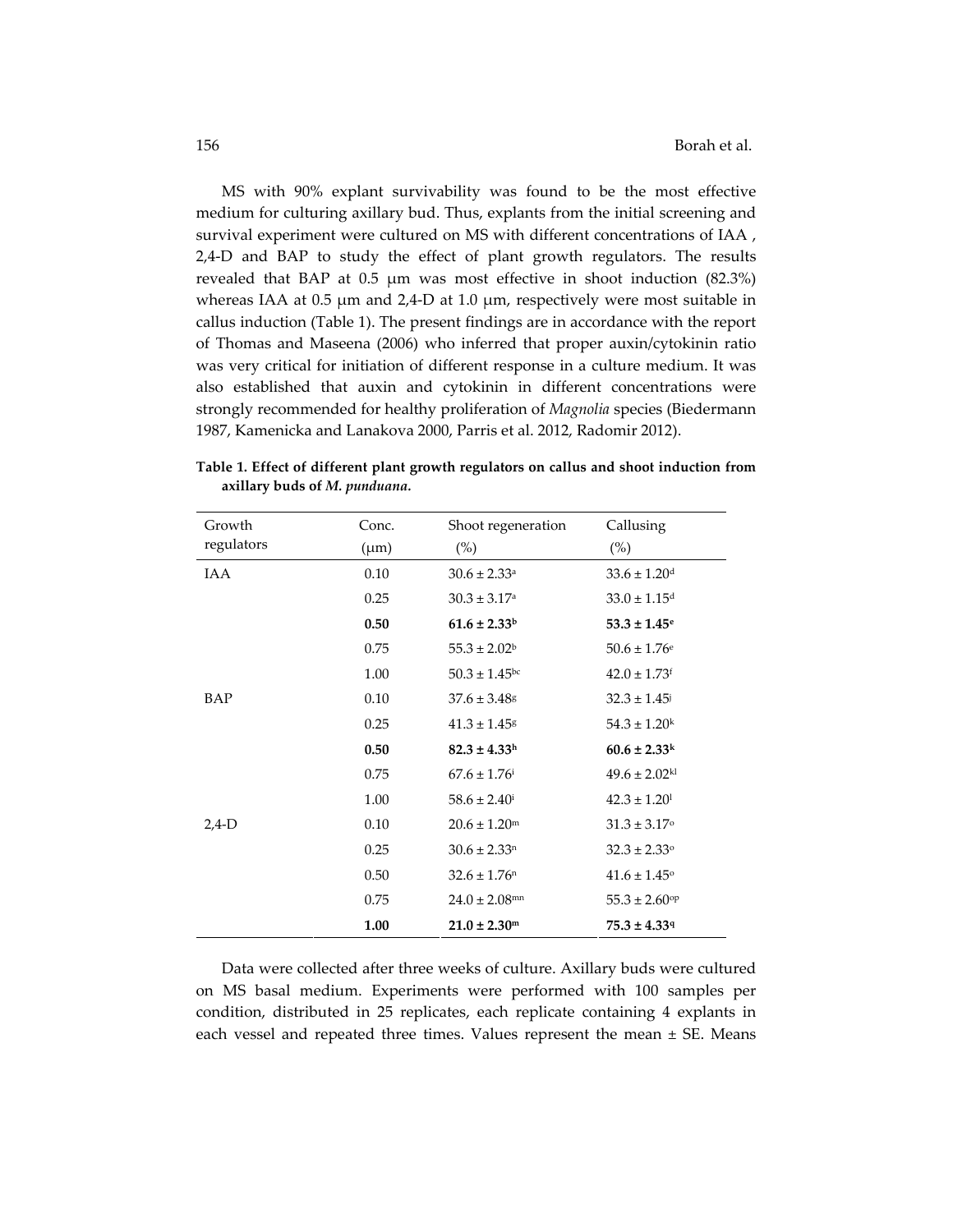MS with 90% explant survivability was found to be the most effective medium for culturing axillary bud. Thus, explants from the initial screening and survival experiment were cultured on MS with different concentrations of IAA , 2,4-D and BAP to study the effect of plant growth regulators. The results revealed that BAP at 0.5 μm was most effective in shoot induction (82.3%) whereas IAA at 0.5 μm and 2,4-D at 1.0 μm, respectively were most suitable in callus induction (Table 1). The present findings are in accordance with the report of Thomas and Maseena (2006) who inferred that proper auxin/cytokinin ratio was very critical for initiation of different response in a culture medium. It was also established that auxin and cytokinin in different concentrations were strongly recommended for healthy proliferation of *Magnolia* species (Biedermann 1987, Kamenicka and Lanakova 2000, Parris et al. 2012, Radomir 2012).

**Table 1. Effect of different plant growth regulators on callus and shoot induction from axillary buds of *M. punduana*.**

| Growth regulators | Conc. (μm) | Shoot regeneration (%) | Callusing (%) |
|---|---|---|---|
| IAA | 0.10 | $30.6 \pm 2.33^{a}$ | $33.6 \pm 1.20^{d}$ |
| | 0.25 | $30.3 \pm 3.17^{a}$ | $33.0 \pm 1.15^{d}$ |
| | **0.50** | $\mathbf{61.6 \pm 2.33^{b}}$ | $\mathbf{53.3 \pm 1.45^{e}}$ |
| | 0.75 | $55.3 \pm 2.02^{b}$ | $50.6 \pm 1.76^{e}$ |
| | 1.00 | $50.3 \pm 1.45^{bc}$ | $42.0 \pm 1.73^{f}$ |
| BAP | 0.10 | $37.6 \pm 3.48^{g}$ | $32.3 \pm 1.45^{j}$ |
| | 0.25 | $41.3 \pm 1.45^{g}$ | $54.3 \pm 1.20^{k}$ |
| | **0.50** | $\mathbf{82.3 \pm 4.33^{h}}$ | $\mathbf{60.6 \pm 2.33^{k}}$ |
| | 0.75 | $67.6 \pm 1.76^{i}$ | $49.6 \pm 2.02^{kl}$ |
| | 1.00 | $58.6 \pm 2.40^{i}$ | $42.3 \pm 1.20^{l}$ |
| 2,4-D | 0.10 | $20.6 \pm 1.20^{m}$ | $31.3 \pm 3.17^{o}$ |
| | 0.25 | $30.6 \pm 2.33^{n}$ | $32.3 \pm 2.33^{o}$ |
| | 0.50 | $32.6 \pm 1.76^{n}$ | $41.6 \pm 1.45^{o}$ |
| | 0.75 | $24.0 \pm 2.08^{mn}$ | $55.3 \pm 2.60^{op}$ |
| | **1.00** | $\mathbf{21.0 \pm 2.30^{m}}$ | $\mathbf{75.3 \pm 4.33^{q}}$ |

Data were collected after three weeks of culture. Axillary buds were cultured on MS basal medium. Experiments were performed with 100 samples per condition, distributed in 25 replicates, each replicate containing 4 explants in each vessel and repeated three times. Values represent the mean ± SE. Means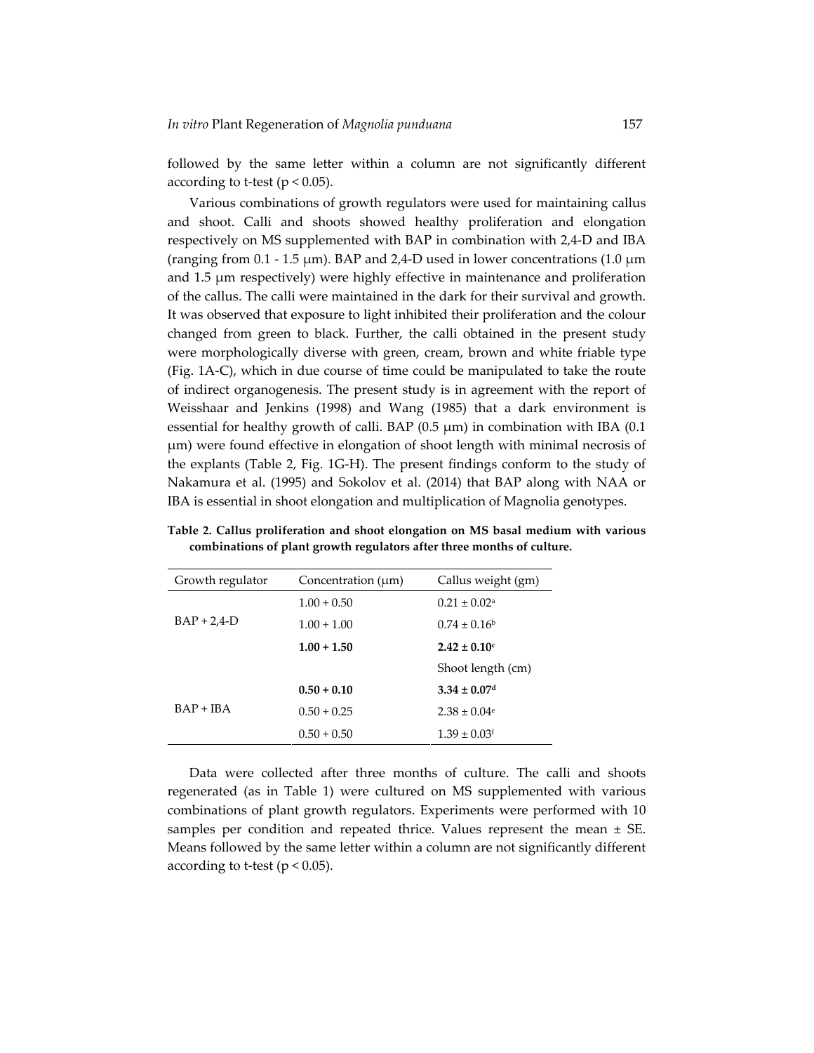followed by the same letter within a column are not significantly different according to t-test ($p < 0.05$).

Various combinations of growth regulators were used for maintaining callus and shoot. Calli and shoots showed healthy proliferation and elongation respectively on MS supplemented with BAP in combination with 2,4-D and IBA (ranging from 0.1 - 1.5 μm). BAP and 2,4-D used in lower concentrations (1.0 μm and 1.5 μm respectively) were highly effective in maintenance and proliferation of the callus. The calli were maintained in the dark for their survival and growth. It was observed that exposure to light inhibited their proliferation and the colour changed from green to black. Further, the calli obtained in the present study were morphologically diverse with green, cream, brown and white friable type (Fig. 1A-C), which in due course of time could be manipulated to take the route of indirect organogenesis. The present study is in agreement with the report of Weisshaar and Jenkins (1998) and Wang (1985) that a dark environment is essential for healthy growth of calli. BAP (0.5 μm) in combination with IBA (0.1 μm) were found effective in elongation of shoot length with minimal necrosis of the explants (Table 2, Fig. 1G-H). The present findings conform to the study of Nakamura et al. (1995) and Sokolov et al. (2014) that BAP along with NAA or IBA is essential in shoot elongation and multiplication of Magnolia genotypes.

**Table 2. Callus proliferation and shoot elongation on MS basal medium with various combinations of plant growth regulators after three months of culture.**

| Growth regulator | Concentration (μm) | Callus weight (gm) |
|---|---|---|
| BAP + 2,4-D | 1.00 + 0.50 | $0.21 \pm 0.02^{a}$ |
| | 1.00 + 1.00 | $0.74 \pm 0.16^{b}$ |
| | **1.00 + 1.50** | $\mathbf{2.42 \pm 0.10^{c}}$ |
| | | Shoot length (cm) |
| BAP + IBA | **0.50 + 0.10** | $\mathbf{3.34 \pm 0.07^{d}}$ |
| | 0.50 + 0.25 | $2.38 \pm 0.04^{e}$ |
| | 0.50 + 0.50 | $1.39 \pm 0.03^{f}$ |

Data were collected after three months of culture. The calli and shoots regenerated (as in Table 1) were cultured on MS supplemented with various combinations of plant growth regulators. Experiments were performed with 10 samples per condition and repeated thrice. Values represent the mean ± SE. Means followed by the same letter within a column are not significantly different according to t-test ($p < 0.05$).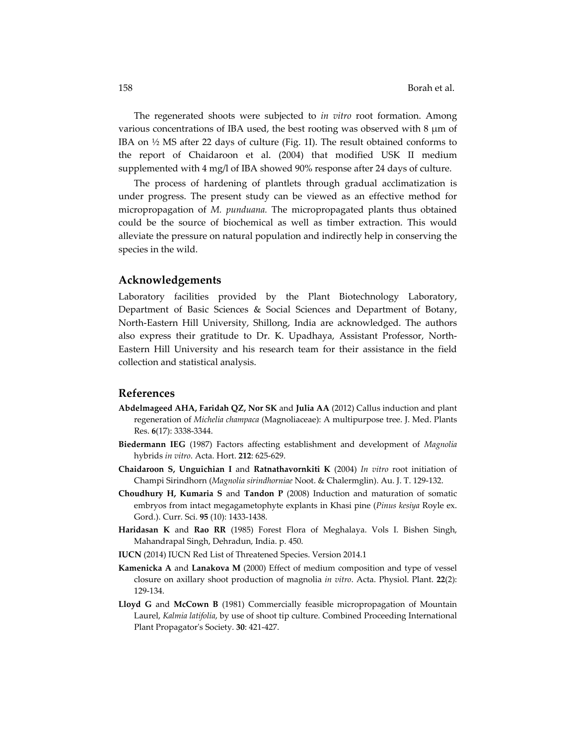The regenerated shoots were subjected to *in vitro* root formation. Among various concentrations of IBA used, the best rooting was observed with 8 μm of IBA on ½ MS after 22 days of culture (Fig. 1I). The result obtained conforms to the report of Chaidaroon et al. (2004) that modified USK II medium supplemented with 4 mg/l of IBA showed 90% response after 24 days of culture.

The process of hardening of plantlets through gradual acclimatization is under progress. The present study can be viewed as an effective method for micropropagation of *M. punduana.* The micropropagated plants thus obtained could be the source of biochemical as well as timber extraction. This would alleviate the pressure on natural population and indirectly help in conserving the species in the wild.

## Acknowledgements

Laboratory facilities provided by the Plant Biotechnology Laboratory, Department of Basic Sciences & Social Sciences and Department of Botany, North-Eastern Hill University, Shillong, India are acknowledged. The authors also express their gratitude to Dr. K. Upadhaya, Assistant Professor, North-Eastern Hill University and his research team for their assistance in the field collection and statistical analysis.

## References

**Abdelmageed AHA, Faridah QZ, Nor SK** and **Julia AA** (2012) Callus induction and plant regeneration of *Michelia champaca* (Magnoliaceae): A multipurpose tree. J. Med. Plants Res. **6**(17): 3338-3344.

**Biedermann IEG** (1987) Factors affecting establishment and development of *Magnolia* hybrids *in vitro*. Acta. Hort. **212**: 625-629.

**Chaidaroon S, Unguichian I** and **Ratnathavornkiti K** (2004) *In vitro* root initiation of Champi Sirindhorn (*Magnolia sirindhorniae* Noot. & Chalermglin). Au. J. T. 129-132.

**Choudhury H, Kumaria S** and **Tandon P** (2008) Induction and maturation of somatic embryos from intact megagametophyte explants in Khasi pine (*Pinus kesiya* Royle ex. Gord.). Curr. Sci. **95** (10): 1433-1438.

**Haridasan K** and **Rao RR** (1985) Forest Flora of Meghalaya. Vols I. Bishen Singh, Mahandrapal Singh, Dehradun, India. p. 450.

**IUCN** (2014) IUCN Red List of Threatened Species. Version 2014.1

**Kamenicka A** and **Lanakova M** (2000) Effect of medium composition and type of vessel closure on axillary shoot production of magnolia *in vitro*. Acta. Physiol. Plant. **22**(2): 129-134.

**Lloyd G** and **McCown B** (1981) Commercially feasible micropropagation of Mountain Laurel, *Kalmia latifolia*, by use of shoot tip culture. Combined Proceeding International Plant Propagator's Society. **30**: 421-427.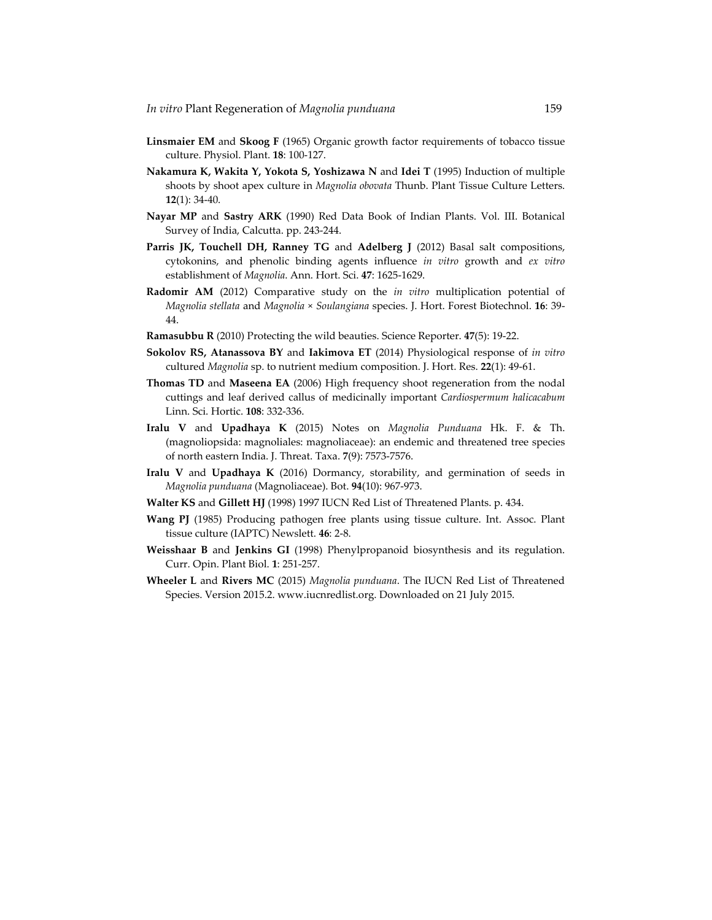**Linsmaier EM** and **Skoog F** (1965) Organic growth factor requirements of tobacco tissue culture. Physiol. Plant. **18**: 100-127.

**Nakamura K, Wakita Y, Yokota S, Yoshizawa N** and **Idei T** (1995) Induction of multiple shoots by shoot apex culture in *Magnolia obovata* Thunb. Plant Tissue Culture Letters. **12**(1): 34-40.

**Nayar MP** and **Sastry ARK** (1990) Red Data Book of Indian Plants. Vol. III. Botanical Survey of India, Calcutta. pp. 243-244.

**Parris JK, Touchell DH, Ranney TG** and **Adelberg J** (2012) Basal salt compositions, cytokonins, and phenolic binding agents influence *in vitro* growth and *ex vitro* establishment of *Magnolia*. Ann. Hort. Sci. **47**: 1625-1629.

**Radomir AM** (2012) Comparative study on the *in vitro* multiplication potential of *Magnolia stellata* and *Magnolia* × *Soulangiana* species. J. Hort. Forest Biotechnol. **16**: 39-44.

**Ramasubbu R** (2010) Protecting the wild beauties. Science Reporter. **47**(5): 19-22.

**Sokolov RS, Atanassova BY** and **Iakimova ET** (2014) Physiological response of *in vitro* cultured *Magnolia* sp. to nutrient medium composition. J. Hort. Res. **22**(1): 49-61.

**Thomas TD** and **Maseena EA** (2006) High frequency shoot regeneration from the nodal cuttings and leaf derived callus of medicinally important *Cardiospermum halicacabum* Linn. Sci. Hortic. **108**: 332-336.

**Iralu V** and **Upadhaya K** (2015) Notes on *Magnolia Punduana* Hk. F. & Th. (magnoliopsida: magnoliales: magnoliaceae): an endemic and threatened tree species of north eastern India. J. Threat. Taxa. **7**(9): 7573-7576.

**Iralu V** and **Upadhaya K** (2016) Dormancy, storability, and germination of seeds in *Magnolia punduana* (Magnoliaceae). Bot. **94**(10): 967-973.

**Walter KS** and **Gillett HJ** (1998) 1997 IUCN Red List of Threatened Plants. p. 434.

**Wang PJ** (1985) Producing pathogen free plants using tissue culture. Int. Assoc. Plant tissue culture (IAPTC) Newslett. **46**: 2-8.

**Weisshaar B** and **Jenkins GI** (1998) Phenylpropanoid biosynthesis and its regulation. Curr. Opin. Plant Biol. **1**: 251-257.

**Wheeler L** and **Rivers MC** (2015) *Magnolia punduana*. The IUCN Red List of Threatened Species. Version 2015.2. www.iucnredlist.org. Downloaded on 21 July 2015.